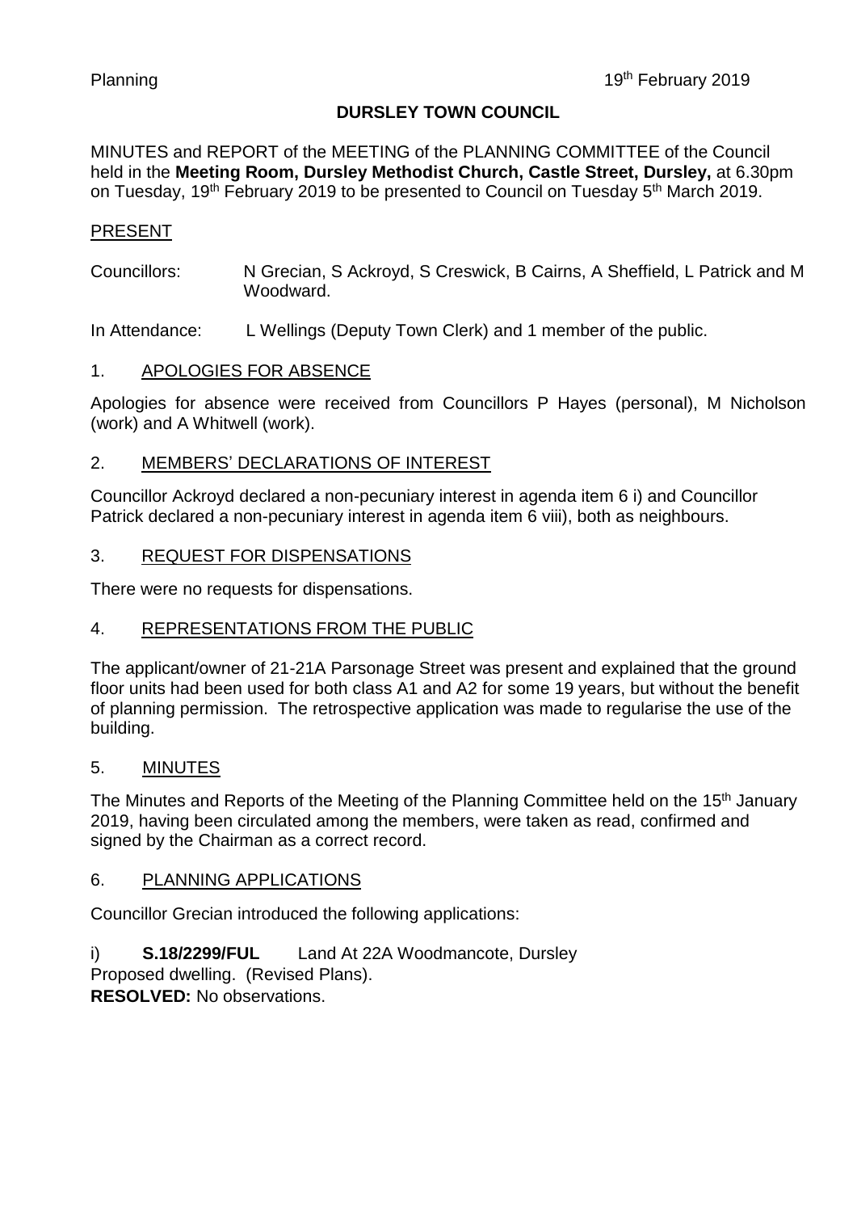# DURSLEY TOWN COUNCIL

MINUTES and REPORT of the MEETING of the PLANNING COMMITTEE of the Council held in the **Meeting Room, Dursley Methodist Church, Castle Street, Dursley,** at 6.30pm on Tuesday, 19th February 2019 to be presented to Council on Tuesday 5th March 2019.

## PRESENT

Councillors: N Grecian, S Ackroyd, S Creswick, B Cairns, A Sheffield, L Patrick and M Woodward.

In Attendance: L Wellings (Deputy Town Clerk) and 1 member of the public.

## 1. APOLOGIES FOR ABSENCE

Apologies for absence were received from Councillors P Hayes (personal), M Nicholson (work) and A Whitwell (work).

## 2. MEMBERS' DECLARATIONS OF INTEREST

Councillor Ackroyd declared a non-pecuniary interest in agenda item 6 i) and Councillor Patrick declared a non-pecuniary interest in agenda item 6 viii), both as neighbours.

## 3. REQUEST FOR DISPENSATIONS

There were no requests for dispensations.

## 4. REPRESENTATIONS FROM THE PUBLIC

The applicant/owner of 21-21A Parsonage Street was present and explained that the ground floor units had been used for both class A1 and A2 for some 19 years, but without the benefit of planning permission. The retrospective application was made to regularise the use of the building.

## 5. MINUTES

The Minutes and Reports of the Meeting of the Planning Committee held on the 15th January 2019, having been circulated among the members, were taken as read, confirmed and signed by the Chairman as a correct record.

## 6. PLANNING APPLICATIONS

Councillor Grecian introduced the following applications:

i) **S.18/2299/FUL** Land At 22A Woodmancote, Dursley
Proposed dwelling. (Revised Plans).
**RESOLVED:** No observations.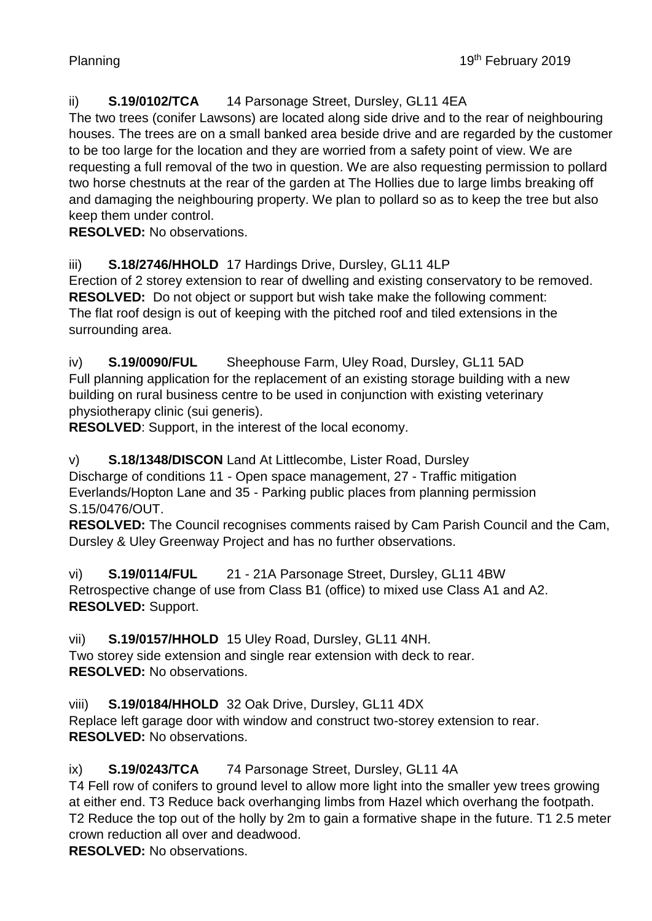ii) **S.19/0102/TCA** 14 Parsonage Street, Dursley, GL11 4EA
The two trees (conifer Lawsons) are located along side drive and to the rear of neighbouring houses. The trees are on a small banked area beside drive and are regarded by the customer to be too large for the location and they are worried from a safety point of view. We are requesting a full removal of the two in question. We are also requesting permission to pollard two horse chestnuts at the rear of the garden at The Hollies due to large limbs breaking off and damaging the neighbouring property. We plan to pollard so as to keep the tree but also keep them under control.
**RESOLVED:** No observations.

iii) **S.18/2746/HHOLD** 17 Hardings Drive, Dursley, GL11 4LP
Erection of 2 storey extension to rear of dwelling and existing conservatory to be removed.
**RESOLVED:** Do not object or support but wish take make the following comment:
The flat roof design is out of keeping with the pitched roof and tiled extensions in the surrounding area.

iv) **S.19/0090/FUL** Sheephouse Farm, Uley Road, Dursley, GL11 5AD
Full planning application for the replacement of an existing storage building with a new building on rural business centre to be used in conjunction with existing veterinary physiotherapy clinic (sui generis).
**RESOLVED**: Support, in the interest of the local economy.

v) **S.18/1348/DISCON** Land At Littlecombe, Lister Road, Dursley
Discharge of conditions 11 - Open space management, 27 - Traffic mitigation Everlands/Hopton Lane and 35 - Parking public places from planning permission S.15/0476/OUT.
**RESOLVED:** The Council recognises comments raised by Cam Parish Council and the Cam, Dursley & Uley Greenway Project and has no further observations.

vi) **S.19/0114/FUL** 21 - 21A Parsonage Street, Dursley, GL11 4BW
Retrospective change of use from Class B1 (office) to mixed use Class A1 and A2.
**RESOLVED:** Support.

vii) **S.19/0157/HHOLD** 15 Uley Road, Dursley, GL11 4NH.
Two storey side extension and single rear extension with deck to rear.
**RESOLVED:** No observations.

viii) **S.19/0184/HHOLD** 32 Oak Drive, Dursley, GL11 4DX
Replace left garage door with window and construct two-storey extension to rear.
**RESOLVED:** No observations.

ix) **S.19/0243/TCA** 74 Parsonage Street, Dursley, GL11 4A
T4 Fell row of conifers to ground level to allow more light into the smaller yew trees growing at either end. T3 Reduce back overhanging limbs from Hazel which overhang the footpath. T2 Reduce the top out of the holly by 2m to gain a formative shape in the future. T1 2.5 meter crown reduction all over and deadwood.
**RESOLVED:** No observations.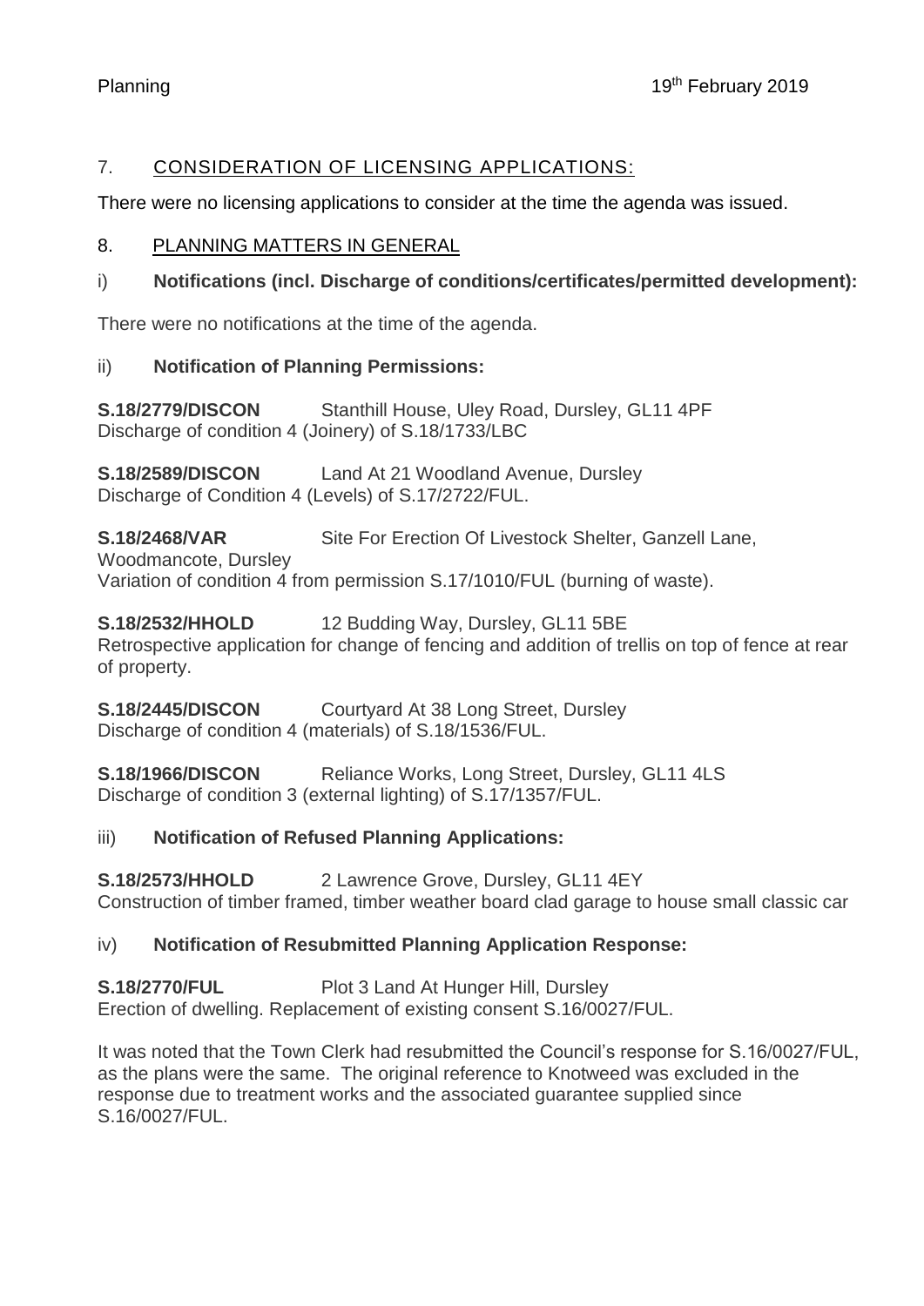## 7. CONSIDERATION OF LICENSING APPLICATIONS:

There were no licensing applications to consider at the time the agenda was issued.

## 8. PLANNING MATTERS IN GENERAL

### i) Notifications (incl. Discharge of conditions/certificates/permitted development):

There were no notifications at the time of the agenda.

### ii) Notification of Planning Permissions:

**S.18/2779/DISCON** Stanthill House, Uley Road, Dursley, GL11 4PF
Discharge of condition 4 (Joinery) of S.18/1733/LBC

**S.18/2589/DISCON** Land At 21 Woodland Avenue, Dursley
Discharge of Condition 4 (Levels) of S.17/2722/FUL.

**S.18/2468/VAR** Site For Erection Of Livestock Shelter, Ganzell Lane, Woodmancote, Dursley
Variation of condition 4 from permission S.17/1010/FUL (burning of waste).

**S.18/2532/HHOLD** 12 Budding Way, Dursley, GL11 5BE
Retrospective application for change of fencing and addition of trellis on top of fence at rear of property.

**S.18/2445/DISCON** Courtyard At 38 Long Street, Dursley
Discharge of condition 4 (materials) of S.18/1536/FUL.

**S.18/1966/DISCON** Reliance Works, Long Street, Dursley, GL11 4LS
Discharge of condition 3 (external lighting) of S.17/1357/FUL.

### iii) Notification of Refused Planning Applications:

**S.18/2573/HHOLD** 2 Lawrence Grove, Dursley, GL11 4EY
Construction of timber framed, timber weather board clad garage to house small classic car

### iv) Notification of Resubmitted Planning Application Response:

**S.18/2770/FUL** Plot 3 Land At Hunger Hill, Dursley
Erection of dwelling. Replacement of existing consent S.16/0027/FUL.

It was noted that the Town Clerk had resubmitted the Council's response for S.16/0027/FUL, as the plans were the same. The original reference to Knotweed was excluded in the response due to treatment works and the associated guarantee supplied since S.16/0027/FUL.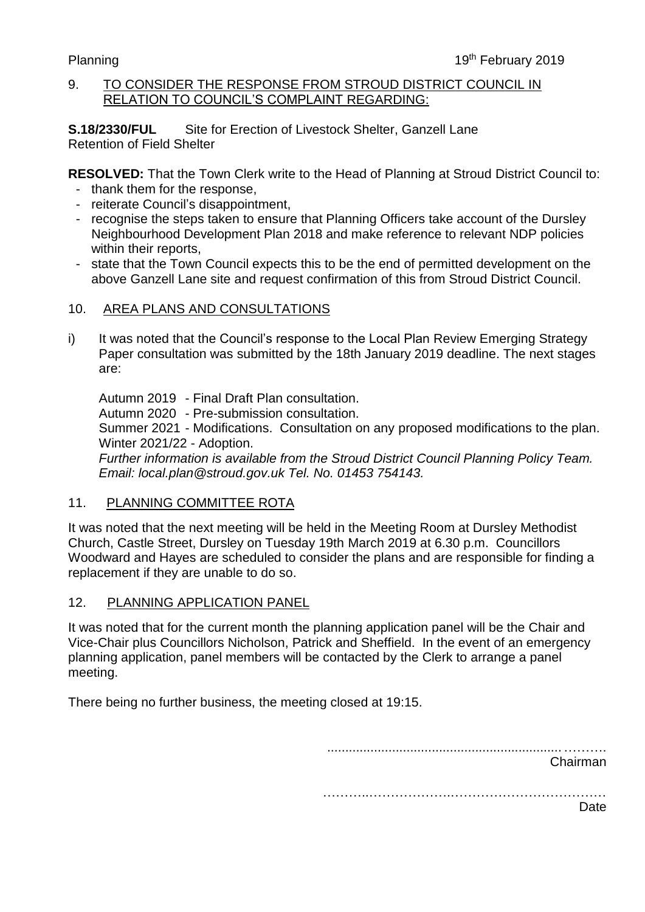9. TO CONSIDER THE RESPONSE FROM STROUD DISTRICT COUNCIL IN RELATION TO COUNCIL'S COMPLAINT REGARDING:

**S.18/2330/FUL** Site for Erection of Livestock Shelter, Ganzell Lane
Retention of Field Shelter

**RESOLVED:** That the Town Clerk write to the Head of Planning at Stroud District Council to:

- thank them for the response,
- reiterate Council's disappointment,
- recognise the steps taken to ensure that Planning Officers take account of the Dursley Neighbourhood Development Plan 2018 and make reference to relevant NDP policies within their reports,
- state that the Town Council expects this to be the end of permitted development on the above Ganzell Lane site and request confirmation of this from Stroud District Council.

10. AREA PLANS AND CONSULTATIONS

i) It was noted that the Council's response to the Local Plan Review Emerging Strategy Paper consultation was submitted by the 18th January 2019 deadline. The next stages are:

Autumn 2019 - Final Draft Plan consultation.
Autumn 2020 - Pre-submission consultation.
Summer 2021 - Modifications. Consultation on any proposed modifications to the plan.
Winter 2021/22 - Adoption.
*Further information is available from the Stroud District Council Planning Policy Team. Email: local.plan@stroud.gov.uk Tel. No. 01453 754143.*

11. PLANNING COMMITTEE ROTA

It was noted that the next meeting will be held in the Meeting Room at Dursley Methodist Church, Castle Street, Dursley on Tuesday 19th March 2019 at 6.30 p.m. Councillors Woodward and Hayes are scheduled to consider the plans and are responsible for finding a replacement if they are unable to do so.

12. PLANNING APPLICATION PANEL

It was noted that for the current month the planning application panel will be the Chair and Vice-Chair plus Councillors Nicholson, Patrick and Sheffield. In the event of an emergency planning application, panel members will be contacted by the Clerk to arrange a panel meeting.

There being no further business, the meeting closed at 19:15.

.........................................................................
Chairman

.........................................................................
Date